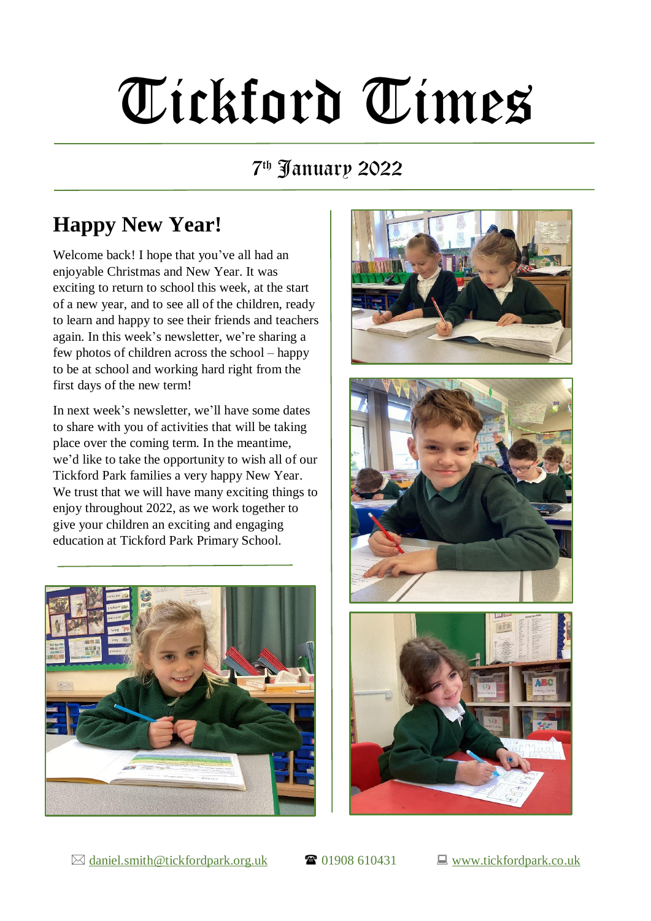# Tickford Times

## 7th January 2022

## Happy New Year!

Welcome back! I hope that you've all had an enjoyable Christmas and New Year. It was exciting to return to school this week, at the start of a new year, and to see all of the children, ready to learn and happy to see their friends and teachers again. In this week's newsletter, we're sharing a few photos of children across the school – happy to be at school and working hard right from the first days of the new term!

In next week's newsletter, we'll have some dates to share with you of activities that will be taking place over the coming term. In the meantime, we'd like to take the opportunity to wish all of our Tickford Park families a very happy New Year. We trust that we will have many exciting things to enjoy throughout 2022, as we work together to give your children an exciting and engaging education at Tickford Park Primary School.

✉ daniel.smith@tickfordpark.org.uk ☎ 01908 610431 💻 www.tickfordpark.co.uk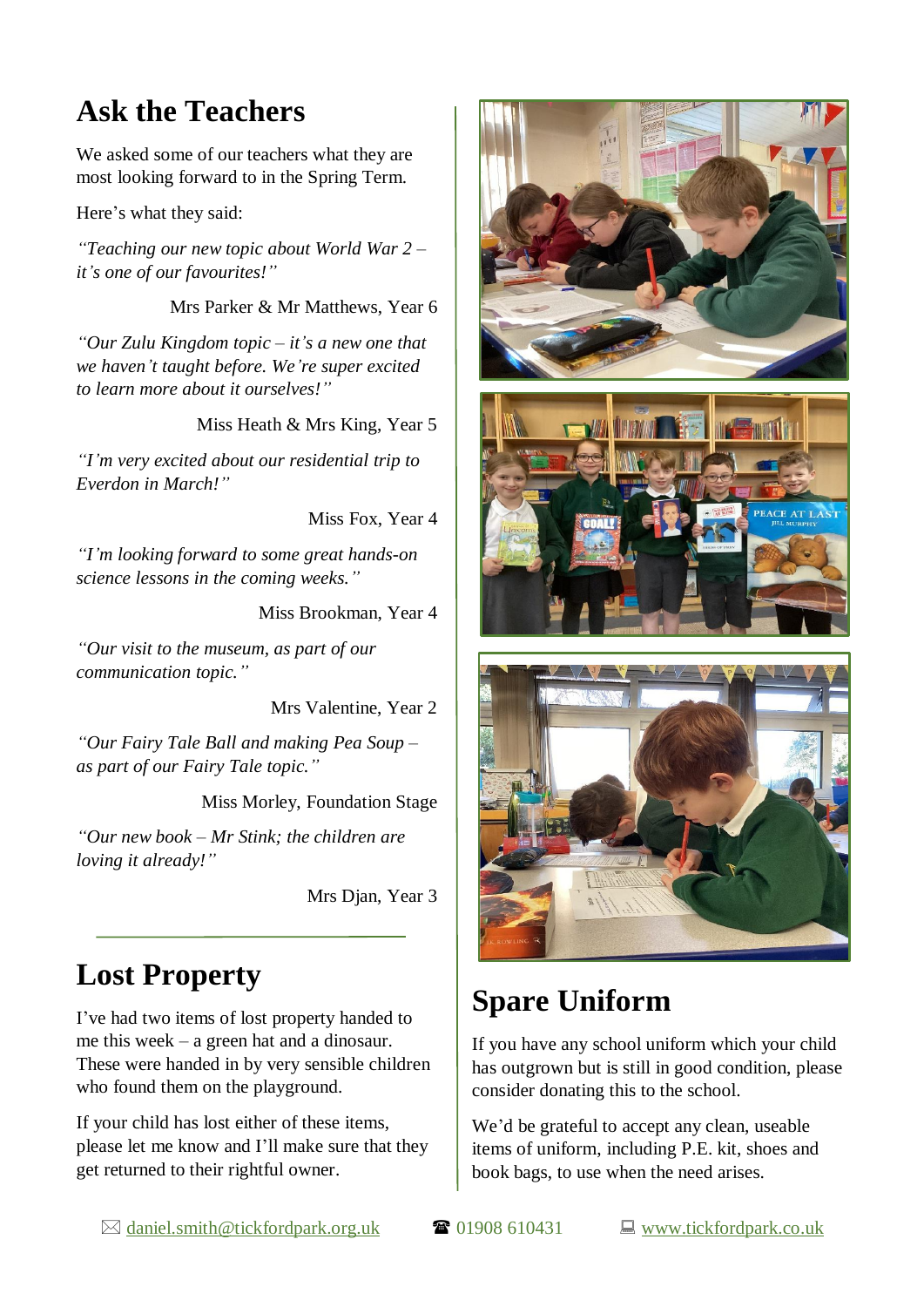## Ask the Teachers

We asked some of our teachers what they are most looking forward to in the Spring Term.

Here's what they said:

*"Teaching our new topic about World War 2 – it's one of our favourites!"*

Mrs Parker & Mr Matthews, Year 6

*"Our Zulu Kingdom topic – it's a new one that we haven't taught before. We're super excited to learn more about it ourselves!"*

Miss Heath & Mrs King, Year 5

*"I'm very excited about our residential trip to Everdon in March!"*

Miss Fox, Year 4

*"I'm looking forward to some great hands-on science lessons in the coming weeks."*

Miss Brookman, Year 4

*"Our visit to the museum, as part of our communication topic."*

Mrs Valentine, Year 2

*"Our Fairy Tale Ball and making Pea Soup – as part of our Fairy Tale topic."*

Miss Morley, Foundation Stage

*"Our new book – Mr Stink; the children are loving it already!"*

Mrs Djan, Year 3

## Lost Property

I've had two items of lost property handed to me this week – a green hat and a dinosaur. These were handed in by very sensible children who found them on the playground.

If your child has lost either of these items, please let me know and I'll make sure that they get returned to their rightful owner.

## Spare Uniform

If you have any school uniform which your child has outgrown but is still in good condition, please consider donating this to the school.

We'd be grateful to accept any clean, useable items of uniform, including P.E. kit, shoes and book bags, to use when the need arises.

✉ daniel.smith@tickfordpark.org.uk ☎ 01908 610431 💻 www.tickfordpark.co.uk